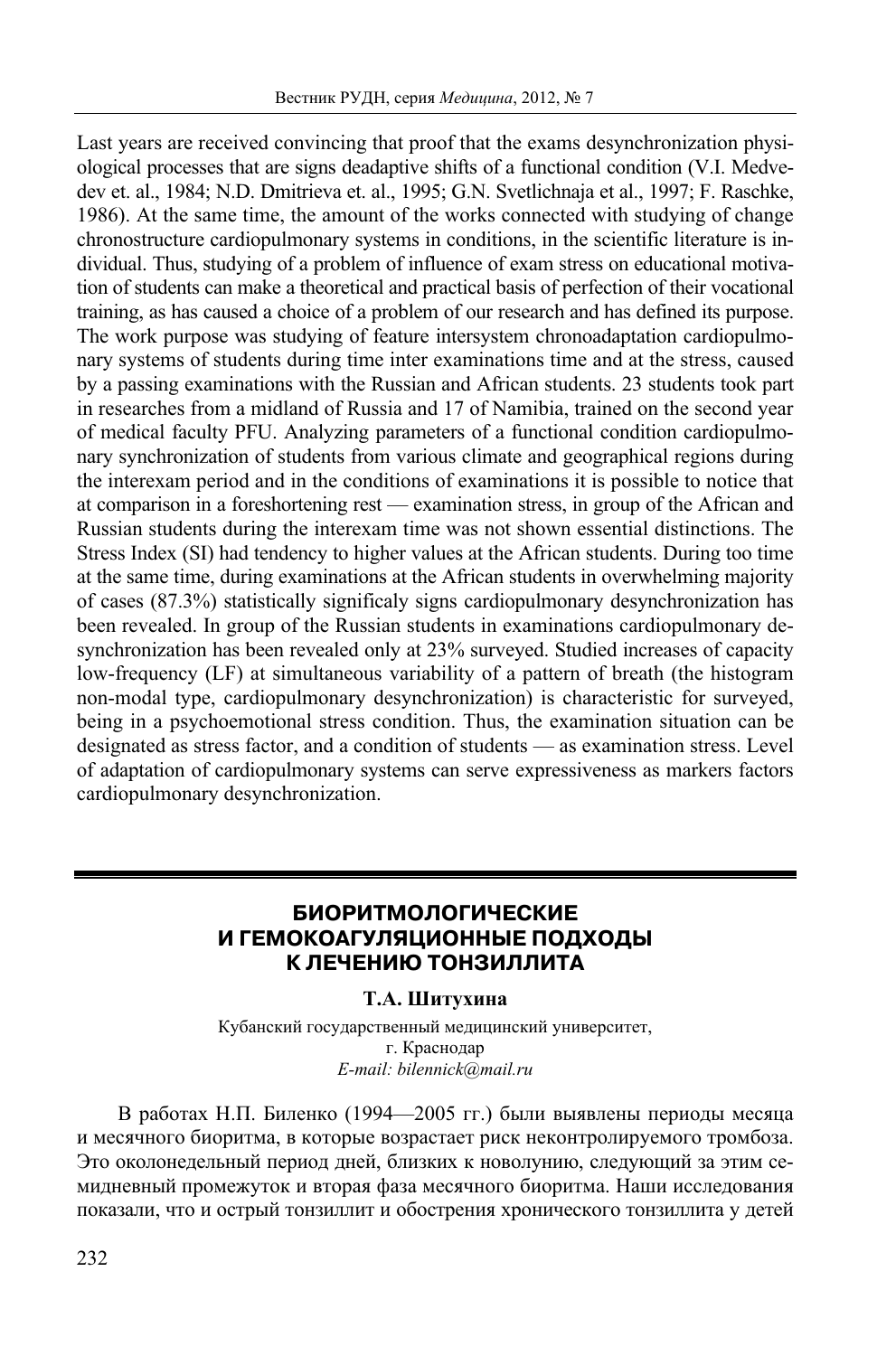Last years are received convincing that proof that the exams desynchronization physiological processes that are signs deadaptive shifts of a functional condition (V.I. Medvedev et. al., 1984; N.D. Dmitrieva et. al., 1995; G.N. Svetlichnaja et al., 1997; F. Raschke, 1986). At the same time, the amount of the works connected with studying of change chronostructure cardiopulmonary systems in conditions, in the scientific literature is individual. Thus, studying of a problem of influence of exam stress on educational motivation of students can make a theoretical and practical basis of perfection of their vocational training, as has caused a choice of a problem of our research and has defined its purpose. The work purpose was studying of feature intersystem chronoadaptation cardiopulmonary systems of students during time inter examinations time and at the stress, caused by a passing examinations with the Russian and African students. 23 students took part in researches from a midland of Russia and 17 of Namibia, trained on the second year of medical faculty PFU. Analyzing parameters of a functional condition cardiopulmonary synchronization of students from various climate and geographical regions during the interexam period and in the conditions of examinations it is possible to notice that at comparison in a foreshortening rest — examination stress, in group of the African and Russian students during the interexam time was not shown essential distinctions. The Stress Index (SI) had tendency to higher values at the African students. During too time at the same time, during examinations at the African students in overwhelming majority of cases (87.3%) statistically significaly signs cardiopulmonary desynchronization has been revealed. In group of the Russian students in examinations cardiopulmonary desynchronization has been revealed only at 23% surveyed. Studied increases of capacity low-frequency (LF) at simultaneous variability of a pattern of breath (the histogram non-modal type, cardiopulmonary desynchronization) is characteristic for surveyed, being in a psychoemotional stress condition. Thus, the examination situation can be designated as stress factor, and a condition of students — as examination stress. Level of adaptation of cardiopulmonary systems can serve expressiveness as markers factors cardiopulmonary desynchronization.

## БИОРИТМОЛОГИЧЕСКИЕ И ГЕМОКОАГУЛЯЦИОННЫЕ ПОДХОДЫ К ЛЕЧЕНИЮ ТОНЗИЛЛИТА

**Т.А. Шитухина**

Кубанский государственный медицинский университет,
г. Краснодар
*E-mail: bilennick@mail.ru*

В работах Н.П. Биленко (1994—2005 гг.) были выявлены периоды месяца и месячного биоритма, в которые возрастает риск неконтролируемого тромбоза. Это околонедельный период дней, близких к новолунию, следующий за этим семидневный промежуток и вторая фаза месячного биоритма. Наши исследования показали, что и острый тонзиллит и обострения хронического тонзиллита у детей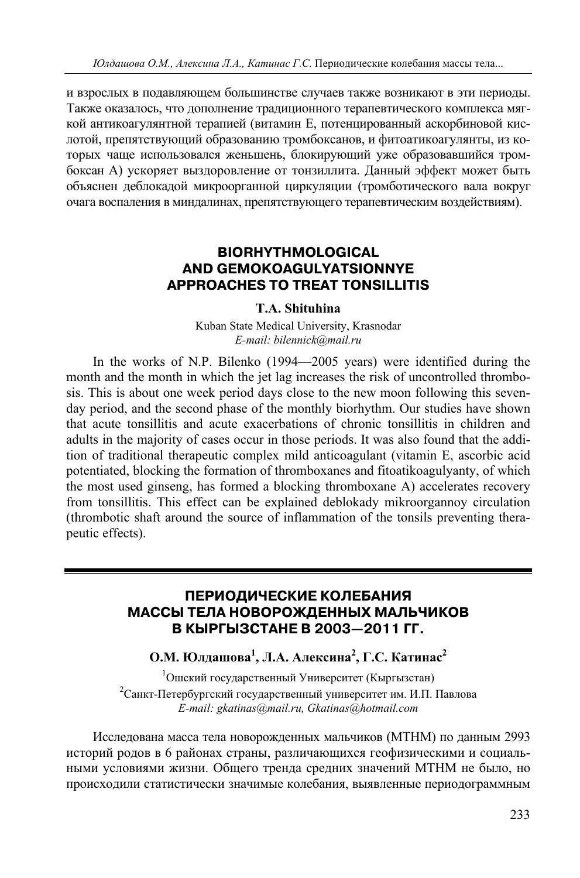и взрослых в подавляющем большинстве случаев также возникают в эти периоды. Также оказалось, что дополнение традиционного терапевтического комплекса мягкой антикоагулянтной терапией (витамин Е, потенцированный аскорбиновой кислотой, препятствующий образованию тромбоксанов, и фитоатикоагулянты, из которых чаще использовался женьшень, блокирующий уже образовавшийся тромбоксан А) ускоряет выздоровление от тонзиллита. Данный эффект может быть объяснен деблокадой микроорганной циркуляции (тромботического вала вокруг очага воспаления в миндалинах, препятствующего терапевтическим воздействиям).

## BIORHYTHMOLOGICAL AND GEMOKOAGULYATSIONNYE APPROACHES TO TREAT TONSILLITIS

**T.A. Shituhina**

Kuban State Medical University, Krasnodar
*E-mail: bilennick@mail.ru*

In the works of N.P. Bilenko (1994—2005 years) were identified during the month and the month in which the jet lag increases the risk of uncontrolled thrombosis. This is about one week period days close to the new moon following this seven-day period, and the second phase of the monthly biorhythm. Our studies have shown that acute tonsillitis and acute exacerbations of chronic tonsillitis in children and adults in the majority of cases occur in those periods. It was also found that the addition of traditional therapeutic complex mild anticoagulant (vitamin E, ascorbic acid potentiated, blocking the formation of thromboxanes and fitoatikoagulyanty, of which the most used ginseng, has formed a blocking thromboxane A) accelerates recovery from tonsillitis. This effect can be explained deblokady mikroorgannoy circulation (thrombotic shaft around the source of inflammation of the tonsils preventing therapeutic effects).

---

## ПЕРИОДИЧЕСКИЕ КОЛЕБАНИЯ МАССЫ ТЕЛА НОВОРОЖДЕННЫХ МАЛЬЧИКОВ В КЫРГЫЗСТАНЕ В 2003—2011 ГГ.

**О.М. Юлдашова[1], Л.А. Алексина[2], Г.С. Катинас[2]**

[1]Ошский государственный Университет (Кыргызстан)
[2]Санкт-Петербургский государственный университет им. И.П. Павлова
*E-mail: gkatinas@mail.ru, Gkatinas@hotmail.com*

Исследована масса тела новорожденных мальчиков (МТНМ) по данным 2993 историй родов в 6 районах страны, различающихся геофизическими и социальными условиями жизни. Общего тренда средних значений МТНМ не было, но происходили статистически значимые колебания, выявленные периодограммным